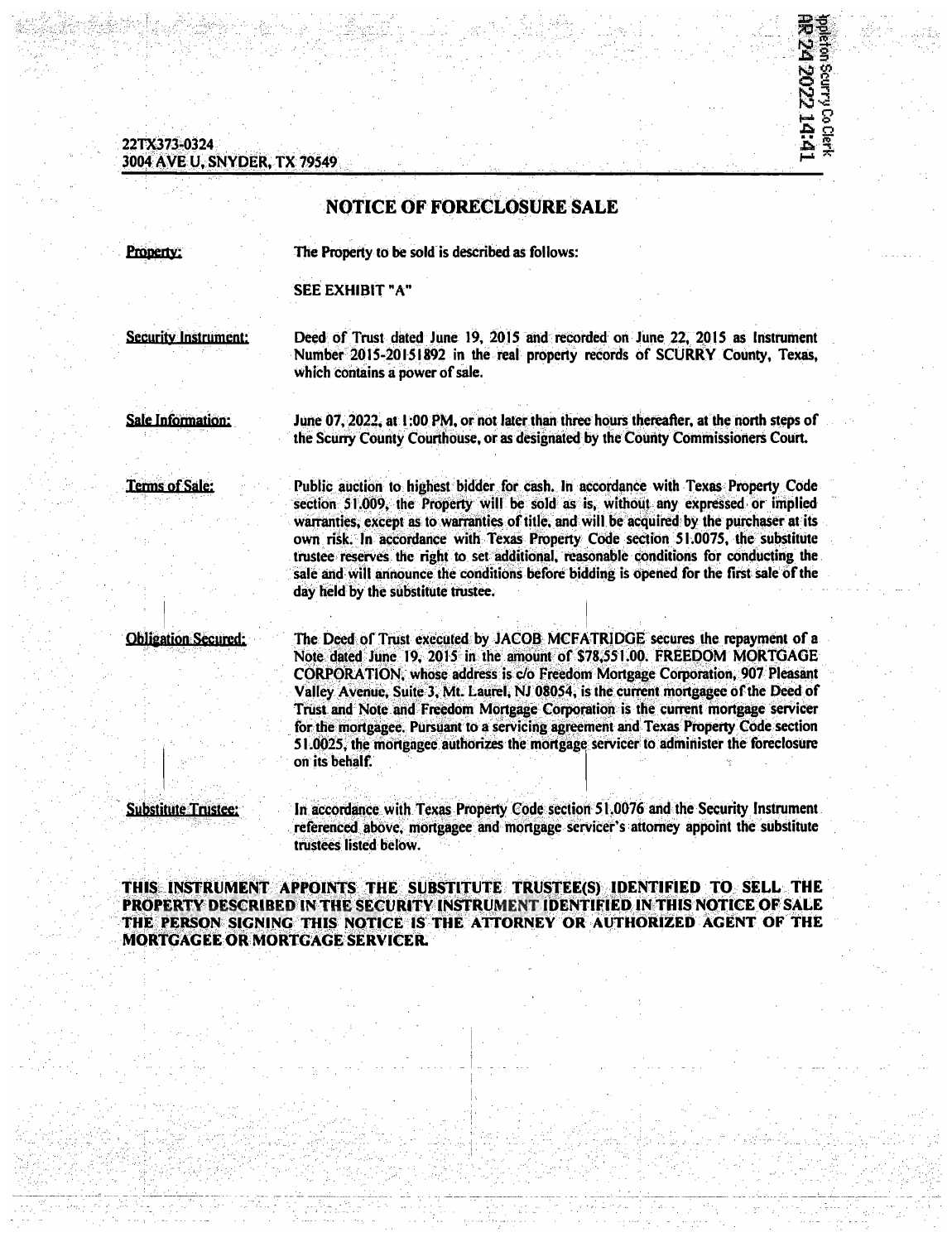22TX373-0324
3004 AVE U, SNYDER, TX 79549

Appleton Scurry Co Clerk
APR 24 2022 14:41

# NOTICE OF FORECLOSURE SALE

**Property:** The Property to be sold is described as follows:

SEE EXHIBIT "A"

**Security Instrument:** Deed of Trust dated June 19, 2015 and recorded on June 22, 2015 as Instrument Number 2015-20151892 in the real property records of SCURRY County, Texas, which contains a power of sale.

**Sale Information:** June 07, 2022, at 1:00 PM, or not later than three hours thereafter, at the north steps of the Scurry County Courthouse, or as designated by the County Commissioners Court.

**Terms of Sale:** Public auction to highest bidder for cash. In accordance with Texas Property Code section 51.009, the Property will be sold as is, without any expressed or implied warranties, except as to warranties of title, and will be acquired by the purchaser at its own risk. In accordance with Texas Property Code section 51.0075, the substitute trustee reserves the right to set additional, reasonable conditions for conducting the sale and will announce the conditions before bidding is opened for the first sale of the day held by the substitute trustee.

**Obligation Secured:** The Deed of Trust executed by JACOB MCFATRIDGE secures the repayment of a Note dated June 19, 2015 in the amount of $78,551.00. FREEDOM MORTGAGE CORPORATION, whose address is c/o Freedom Mortgage Corporation, 907 Pleasant Valley Avenue, Suite 3, Mt. Laurel, NJ 08054, is the current mortgagee of the Deed of Trust and Note and Freedom Mortgage Corporation is the current mortgage servicer for the mortgagee. Pursuant to a servicing agreement and Texas Property Code section 51.0025, the mortgagee authorizes the mortgage servicer to administer the foreclosure on its behalf.

**Substitute Trustee:** In accordance with Texas Property Code section 51.0076 and the Security Instrument referenced above, mortgagee and mortgage servicer's attorney appoint the substitute trustees listed below.

**THIS INSTRUMENT APPOINTS THE SUBSTITUTE TRUSTEE(S) IDENTIFIED TO SELL THE PROPERTY DESCRIBED IN THE SECURITY INSTRUMENT IDENTIFIED IN THIS NOTICE OF SALE THE PERSON SIGNING THIS NOTICE IS THE ATTORNEY OR AUTHORIZED AGENT OF THE MORTGAGEE OR MORTGAGE SERVICER.**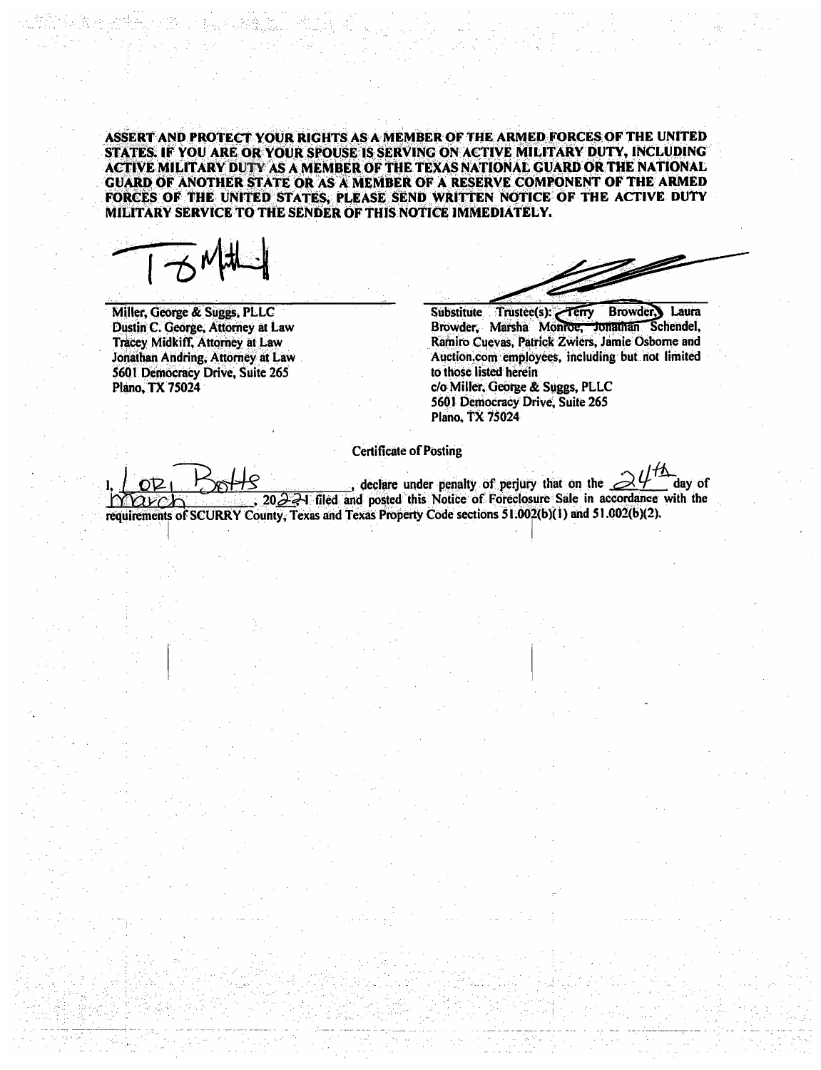**ASSERT AND PROTECT YOUR RIGHTS AS A MEMBER OF THE ARMED FORCES OF THE UNITED STATES. IF YOU ARE OR YOUR SPOUSE IS SERVING ON ACTIVE MILITARY DUTY, INCLUDING ACTIVE MILITARY DUTY AS A MEMBER OF THE TEXAS NATIONAL GUARD OR THE NATIONAL GUARD OF ANOTHER STATE OR AS A MEMBER OF A RESERVE COMPONENT OF THE ARMED FORCES OF THE UNITED STATES, PLEASE SEND WRITTEN NOTICE OF THE ACTIVE DUTY MILITARY SERVICE TO THE SENDER OF THIS NOTICE IMMEDIATELY.**

Miller, George & Suggs, PLLC
Dustin C. George, Attorney at Law
Tracey Midkiff, Attorney at Law
Jonathan Andring, Attorney at Law
5601 Democracy Drive, Suite 265
Plano, TX 75024

Substitute Trustee(s): Terry Browder, Laura Browder, Marsha Monroe, Jonathan Schendel, Ramiro Cuevas, Patrick Zwiers, Jamie Osborne and Auction.com employees, including but not limited to those listed herein
c/o Miller, George & Suggs, PLLC
5601 Democracy Drive, Suite 265
Plano, TX 75024

Certificate of Posting

I, Lori Botts, declare under penalty of perjury that on the 24th day of March, 2021 filed and posted this Notice of Foreclosure Sale in accordance with the requirements of SCURRY County, Texas and Texas Property Code sections 51.002(b)(1) and 51.002(b)(2).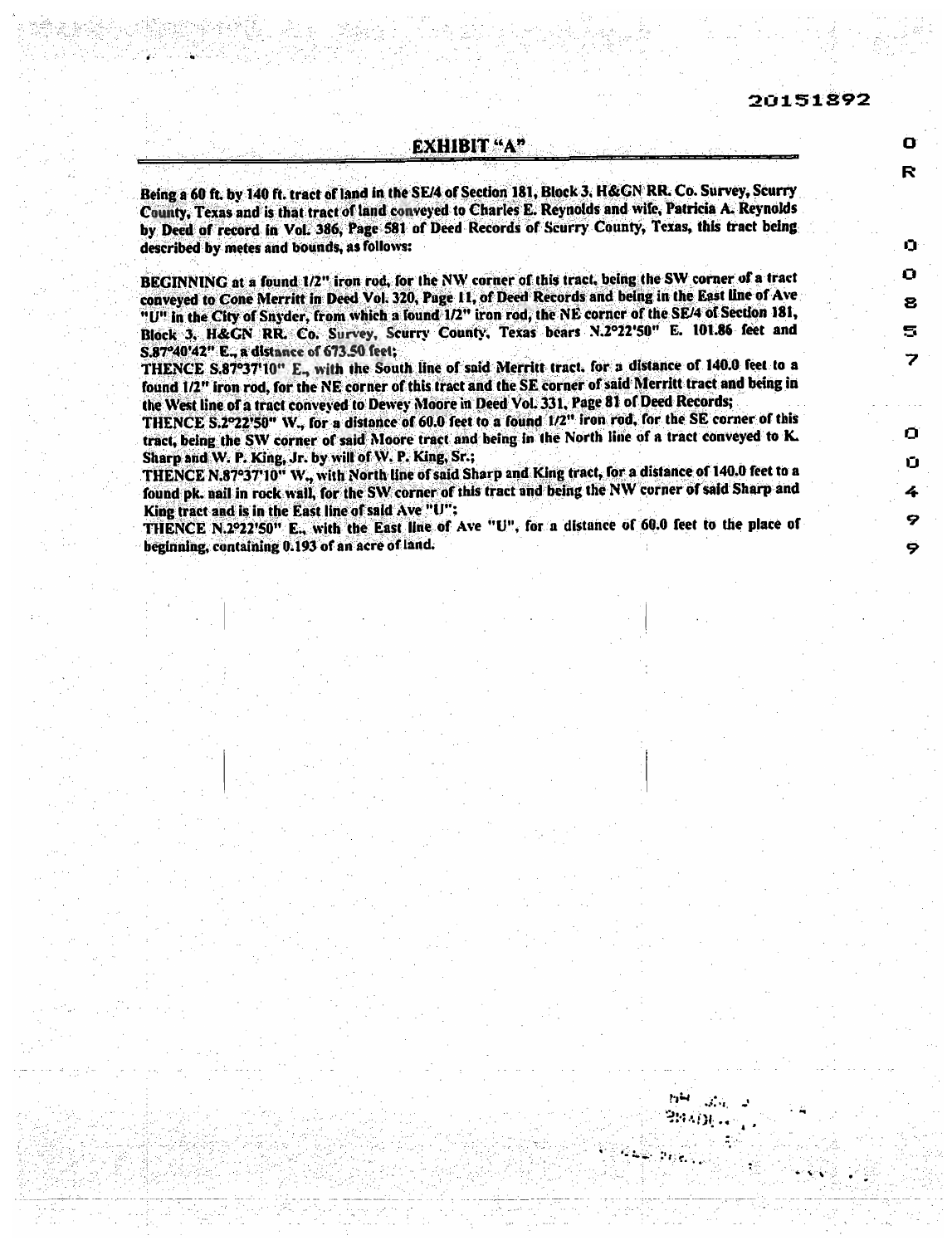20151892

## EXHIBIT "A"

**Being a 60 ft. by 140 ft. tract of land in the SE/4 of Section 181, Block 3, H&GN RR. Co. Survey, Scurry County, Texas and is that tract of land conveyed to Charles E. Reynolds and wife, Patricia A. Reynolds by Deed of record in Vol. 386, Page 581 of Deed Records of Scurry County, Texas, this tract being described by metes and bounds, as follows:**

**BEGINNING at a found 1/2" iron rod, for the NW corner of this tract, being the SW corner of a tract conveyed to Cone Merritt in Deed Vol. 320, Page 11, of Deed Records and being in the East line of Ave "U" in the City of Snyder, from which a found 1/2" iron rod, the NE corner of the SE/4 of Section 181, Block 3, H&GN RR. Co. Survey, Scurry County, Texas bears N.2°22'50" E. 101.86 feet and S.87°40'42" E., a distance of 673.50 feet;**
**THENCE S.87°37'10" E., with the South line of said Merritt tract, for a distance of 140.0 feet to a found 1/2" iron rod, for the NE corner of this tract and the SE corner of said Merritt tract and being in the West line of a tract conveyed to Dewey Moore in Deed Vol. 331, Page 81 of Deed Records;**
**THENCE S.2°22'50" W., for a distance of 60.0 feet to a found 1/2" iron rod, for the SE corner of this tract, being the SW corner of said Moore tract and being in the North line of a tract conveyed to K. Sharp and W. P. King, Jr. by will of W. P. King, Sr.;**
**THENCE N.87°37'10" W., with North line of said Sharp and King tract, for a distance of 140.0 feet to a found pk. nail in rock wall, for the SW corner of this tract and being the NW corner of said Sharp and King tract and is in the East line of said Ave "U";**
**THENCE N.2°22'50" E., with the East line of Ave "U", for a distance of 60.0 feet to the place of beginning, containing 0.193 of an acre of land.**

OR 00857 00499